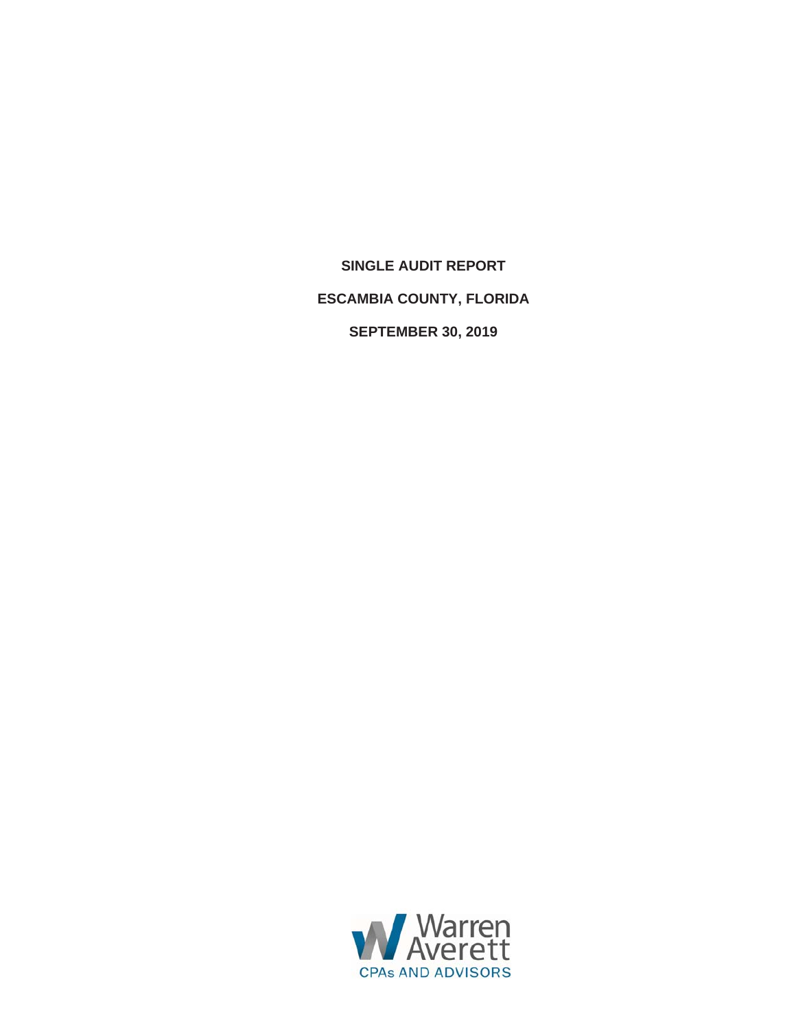**SINGLE AUDIT REPORT**

**ESCAMBIA COUNTY, FLORIDA**

**SEPTEMBER 30, 2019**

Warren Averett

CPAs AND ADVISORS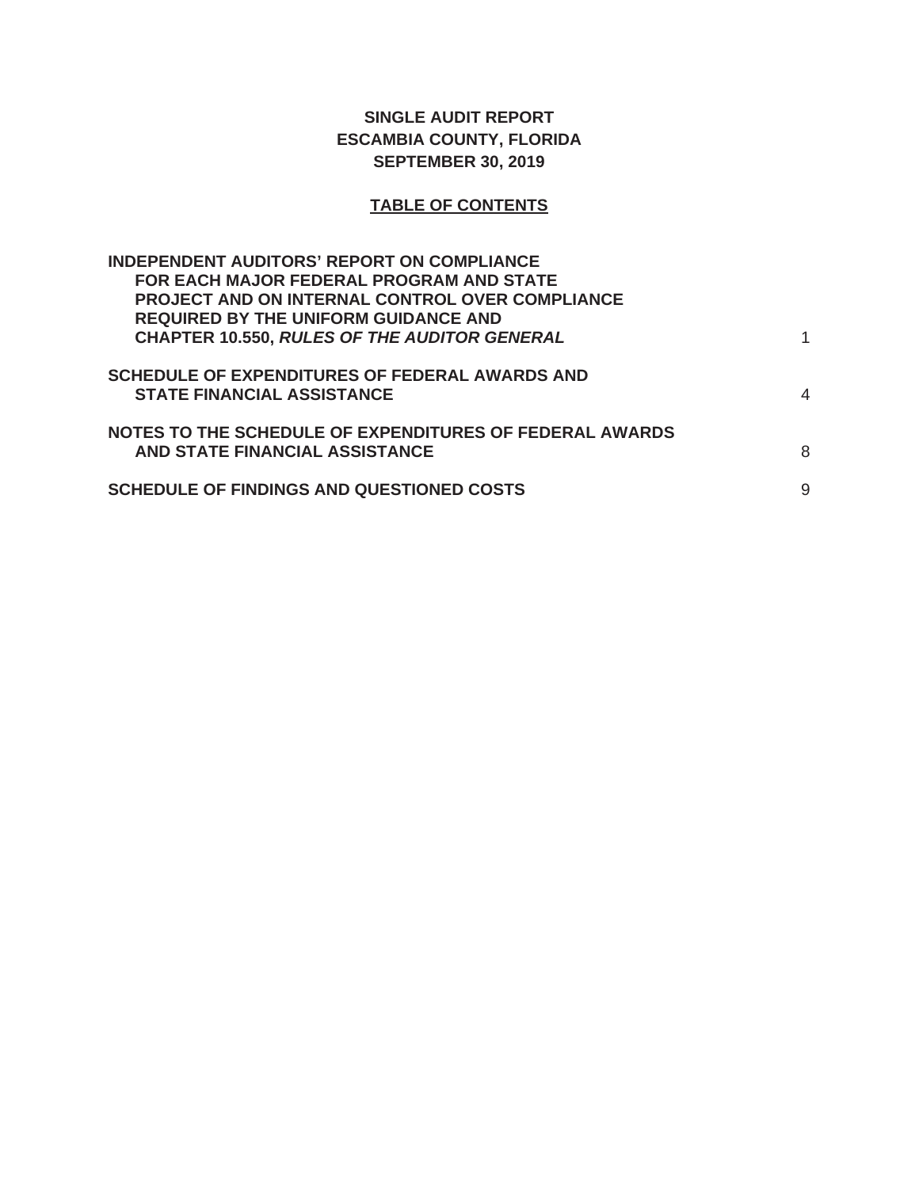# SINGLE AUDIT REPORT
# ESCAMBIA COUNTY, FLORIDA
# SEPTEMBER 30, 2019

## TABLE OF CONTENTS

| | |
|---|---|
| **INDEPENDENT AUDITORS' REPORT ON COMPLIANCE FOR EACH MAJOR FEDERAL PROGRAM AND STATE PROJECT AND ON INTERNAL CONTROL OVER COMPLIANCE REQUIRED BY THE UNIFORM GUIDANCE AND CHAPTER 10.550, *RULES OF THE AUDITOR GENERAL*** | 1 |
| **SCHEDULE OF EXPENDITURES OF FEDERAL AWARDS AND STATE FINANCIAL ASSISTANCE** | 4 |
| **NOTES TO THE SCHEDULE OF EXPENDITURES OF FEDERAL AWARDS AND STATE FINANCIAL ASSISTANCE** | 8 |
| **SCHEDULE OF FINDINGS AND QUESTIONED COSTS** | 9 |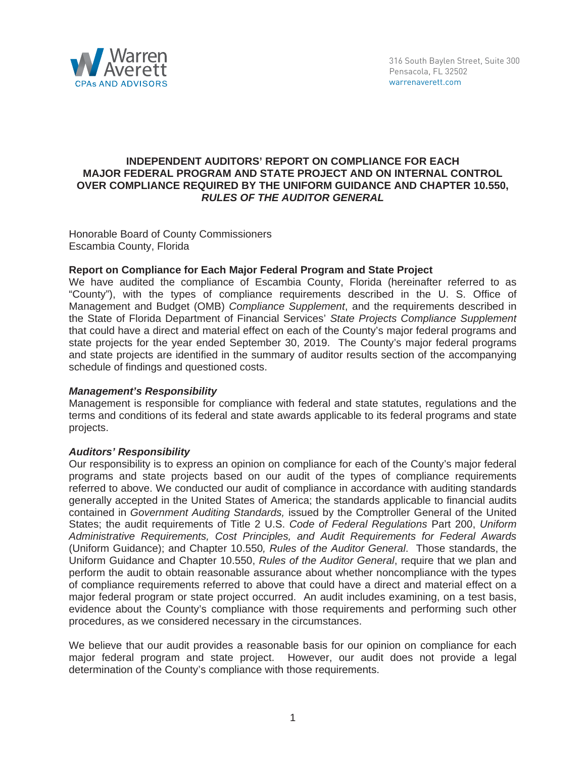Warren Averett
CPAs AND ADVISORS

316 South Baylen Street, Suite 300
Pensacola, FL 32502
warrenaverett.com

# INDEPENDENT AUDITORS' REPORT ON COMPLIANCE FOR EACH MAJOR FEDERAL PROGRAM AND STATE PROJECT AND ON INTERNAL CONTROL OVER COMPLIANCE REQUIRED BY THE UNIFORM GUIDANCE AND CHAPTER 10.550, *RULES OF THE AUDITOR GENERAL*

Honorable Board of County Commissioners
Escambia County, Florida

**Report on Compliance for Each Major Federal Program and State Project**

We have audited the compliance of Escambia County, Florida (hereinafter referred to as "County"), with the types of compliance requirements described in the U. S. Office of Management and Budget (OMB) *Compliance Supplement*, and the requirements described in the State of Florida Department of Financial Services' *State Projects Compliance Supplement* that could have a direct and material effect on each of the County's major federal programs and state projects for the year ended September 30, 2019. The County's major federal programs and state projects are identified in the summary of auditor results section of the accompanying schedule of findings and questioned costs.

***Management's Responsibility***

Management is responsible for compliance with federal and state statutes, regulations and the terms and conditions of its federal and state awards applicable to its federal programs and state projects.

***Auditors' Responsibility***

Our responsibility is to express an opinion on compliance for each of the County's major federal programs and state projects based on our audit of the types of compliance requirements referred to above. We conducted our audit of compliance in accordance with auditing standards generally accepted in the United States of America; the standards applicable to financial audits contained in *Government Auditing Standards,* issued by the Comptroller General of the United States; the audit requirements of Title 2 U.S. *Code of Federal Regulations* Part 200, *Uniform Administrative Requirements, Cost Principles, and Audit Requirements for Federal Awards* (Uniform Guidance); and Chapter 10.550, *Rules of the Auditor General*. Those standards, the Uniform Guidance and Chapter 10.550, *Rules of the Auditor General*, require that we plan and perform the audit to obtain reasonable assurance about whether noncompliance with the types of compliance requirements referred to above that could have a direct and material effect on a major federal program or state project occurred. An audit includes examining, on a test basis, evidence about the County's compliance with those requirements and performing such other procedures, as we considered necessary in the circumstances.

We believe that our audit provides a reasonable basis for our opinion on compliance for each major federal program and state project. However, our audit does not provide a legal determination of the County's compliance with those requirements.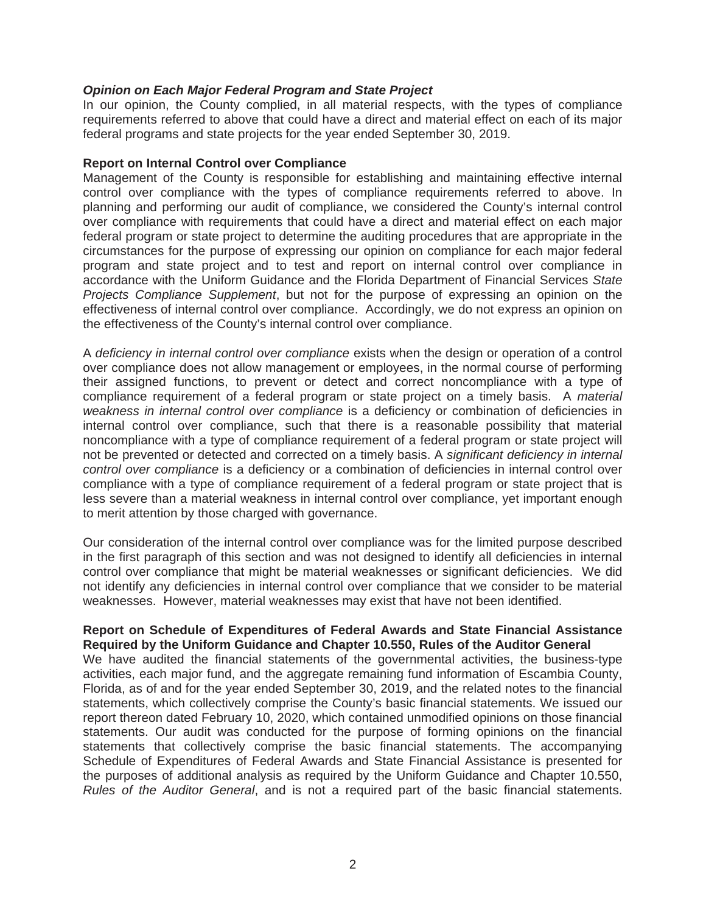***Opinion on Each Major Federal Program and State Project***

In our opinion, the County complied, in all material respects, with the types of compliance requirements referred to above that could have a direct and material effect on each of its major federal programs and state projects for the year ended September 30, 2019.

**Report on Internal Control over Compliance**

Management of the County is responsible for establishing and maintaining effective internal control over compliance with the types of compliance requirements referred to above. In planning and performing our audit of compliance, we considered the County's internal control over compliance with requirements that could have a direct and material effect on each major federal program or state project to determine the auditing procedures that are appropriate in the circumstances for the purpose of expressing our opinion on compliance for each major federal program and state project and to test and report on internal control over compliance in accordance with the Uniform Guidance and the Florida Department of Financial Services *State Projects Compliance Supplement*, but not for the purpose of expressing an opinion on the effectiveness of internal control over compliance. Accordingly, we do not express an opinion on the effectiveness of the County's internal control over compliance.

A *deficiency in internal control over compliance* exists when the design or operation of a control over compliance does not allow management or employees, in the normal course of performing their assigned functions, to prevent or detect and correct noncompliance with a type of compliance requirement of a federal program or state project on a timely basis. A *material weakness in internal control over compliance* is a deficiency or combination of deficiencies in internal control over compliance, such that there is a reasonable possibility that material noncompliance with a type of compliance requirement of a federal program or state project will not be prevented or detected and corrected on a timely basis. A *significant deficiency in internal control over compliance* is a deficiency or a combination of deficiencies in internal control over compliance with a type of compliance requirement of a federal program or state project that is less severe than a material weakness in internal control over compliance, yet important enough to merit attention by those charged with governance.

Our consideration of the internal control over compliance was for the limited purpose described in the first paragraph of this section and was not designed to identify all deficiencies in internal control over compliance that might be material weaknesses or significant deficiencies. We did not identify any deficiencies in internal control over compliance that we consider to be material weaknesses. However, material weaknesses may exist that have not been identified.

**Report on Schedule of Expenditures of Federal Awards and State Financial Assistance Required by the Uniform Guidance and Chapter 10.550, Rules of the Auditor General**

We have audited the financial statements of the governmental activities, the business-type activities, each major fund, and the aggregate remaining fund information of Escambia County, Florida, as of and for the year ended September 30, 2019, and the related notes to the financial statements, which collectively comprise the County's basic financial statements. We issued our report thereon dated February 10, 2020, which contained unmodified opinions on those financial statements. Our audit was conducted for the purpose of forming opinions on the financial statements that collectively comprise the basic financial statements. The accompanying Schedule of Expenditures of Federal Awards and State Financial Assistance is presented for the purposes of additional analysis as required by the Uniform Guidance and Chapter 10.550, *Rules of the Auditor General*, and is not a required part of the basic financial statements.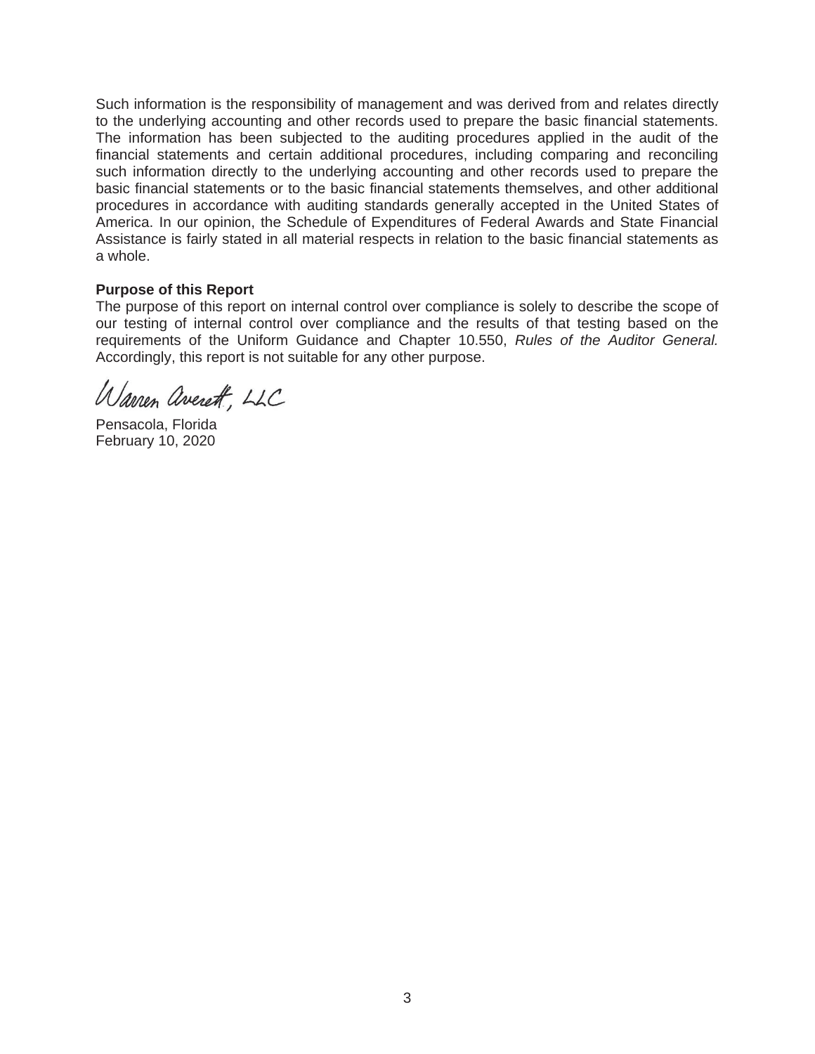Such information is the responsibility of management and was derived from and relates directly to the underlying accounting and other records used to prepare the basic financial statements. The information has been subjected to the auditing procedures applied in the audit of the financial statements and certain additional procedures, including comparing and reconciling such information directly to the underlying accounting and other records used to prepare the basic financial statements or to the basic financial statements themselves, and other additional procedures in accordance with auditing standards generally accepted in the United States of America. In our opinion, the Schedule of Expenditures of Federal Awards and State Financial Assistance is fairly stated in all material respects in relation to the basic financial statements as a whole.

**Purpose of this Report**

The purpose of this report on internal control over compliance is solely to describe the scope of our testing of internal control over compliance and the results of that testing based on the requirements of the Uniform Guidance and Chapter 10.550, *Rules of the Auditor General.* Accordingly, this report is not suitable for any other purpose.

Warren Averett, LLC

Pensacola, Florida
February 10, 2020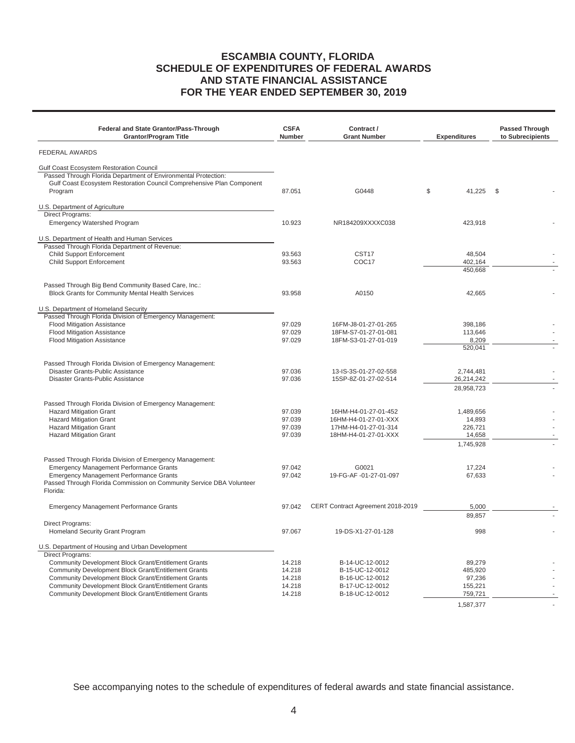# ESCAMBIA COUNTY, FLORIDA
# SCHEDULE OF EXPENDITURES OF FEDERAL AWARDS AND STATE FINANCIAL ASSISTANCE
# FOR THE YEAR ENDED SEPTEMBER 30, 2019

| Federal and State Grantor/Pass-Through Grantor/Program Title | CSFA Number | Contract / Grant Number | Expenditures | Passed Through to Subrecipients |
|---|---|---|---|---|
| FEDERAL AWARDS | | | | |
| Gulf Coast Ecosystem Restoration Council | | | | |
| Passed Through Florida Department of Environmental Protection: | | | | |
| Gulf Coast Ecosystem Restoration Council Comprehensive Plan Component Program | 87.051 | G0448 | $ 41,225 | $ - |
| U.S. Department of Agriculture | | | | |
| Direct Programs: | | | | |
| Emergency Watershed Program | 10.923 | NR184209XXXXC038 | 423,918 | - |
| U.S. Department of Health and Human Services | | | | |
| Passed Through Florida Department of Revenue: | | | | |
| Child Support Enforcement | 93.563 | CST17 | 48,504 | - |
| Child Support Enforcement | 93.563 | COC17 | 402,164 | - |
| | | | 450,668 | - |
| Passed Through Big Bend Community Based Care, Inc.: | | | | |
| Block Grants for Community Mental Health Services | 93.958 | A0150 | 42,665 | - |
| U.S. Department of Homeland Security | | | | |
| Passed Through Florida Division of Emergency Management: | | | | |
| Flood Mitigation Assistance | 97.029 | 16FM-J8-01-27-01-265 | 398,186 | - |
| Flood Mitigation Assistance | 97.029 | 18FM-S7-01-27-01-081 | 113,646 | - |
| Flood Mitigation Assistance | 97.029 | 18FM-S3-01-27-01-019 | 8,209 | - |
| | | | 520,041 | - |
| Passed Through Florida Division of Emergency Management: | | | | |
| Disaster Grants-Public Assistance | 97.036 | 13-IS-3S-01-27-02-558 | 2,744,481 | - |
| Disaster Grants-Public Assistance | 97.036 | 15SP-8Z-01-27-02-514 | 26,214,242 | - |
| | | | 28,958,723 | - |
| Passed Through Florida Division of Emergency Management: | | | | |
| Hazard Mitigation Grant | 97.039 | 16HM-H4-01-27-01-452 | 1,489,656 | - |
| Hazard Mitigation Grant | 97.039 | 16HM-H4-01-27-01-XXX | 14,893 | - |
| Hazard Mitigation Grant | 97.039 | 17HM-H4-01-27-01-314 | 226,721 | - |
| Hazard Mitigation Grant | 97.039 | 18HM-H4-01-27-01-XXX | 14,658 | - |
| | | | 1,745,928 | - |
| Passed Through Florida Division of Emergency Management: | | | | |
| Emergency Management Performance Grants | 97.042 | G0021 | 17,224 | - |
| Emergency Management Performance Grants | 97.042 | 19-FG-AF -01-27-01-097 | 67,633 | - |
| Passed Through Florida Commission on Community Service DBA Volunteer Florida: | | | | |
| Emergency Management Performance Grants | 97.042 | CERT Contract Agreement 2018-2019 | 5,000 | - |
| | | | 89,857 | - |
| Direct Programs: | | | | |
| Homeland Security Grant Program | 97.067 | 19-DS-X1-27-01-128 | 998 | - |
| U.S. Department of Housing and Urban Development | | | | |
| Direct Programs: | | | | |
| Community Development Block Grant/Entitlement Grants | 14.218 | B-14-UC-12-0012 | 89,279 | - |
| Community Development Block Grant/Entitlement Grants | 14.218 | B-15-UC-12-0012 | 485,920 | - |
| Community Development Block Grant/Entitlement Grants | 14.218 | B-16-UC-12-0012 | 97,236 | - |
| Community Development Block Grant/Entitlement Grants | 14.218 | B-17-UC-12-0012 | 155,221 | - |
| Community Development Block Grant/Entitlement Grants | 14.218 | B-18-UC-12-0012 | 759,721 | - |
| | | | 1,587,377 | - |

See accompanying notes to the schedule of expenditures of federal awards and state financial assistance.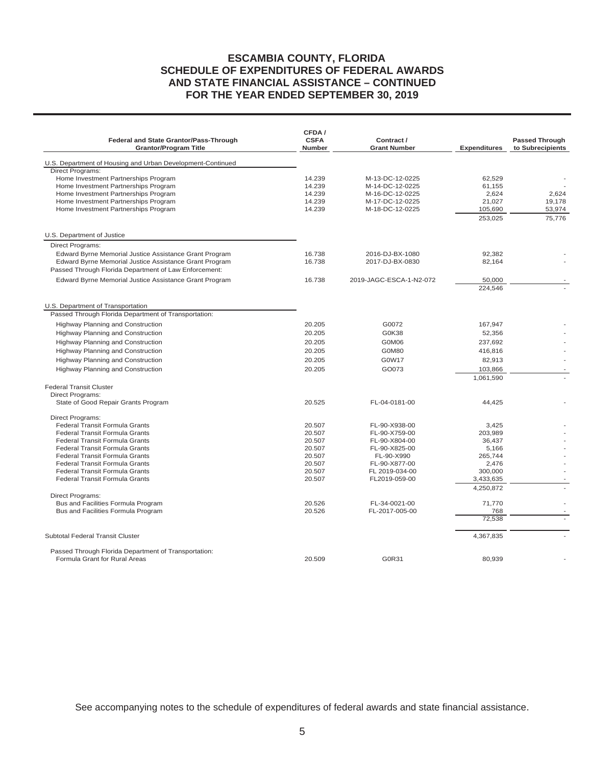# ESCAMBIA COUNTY, FLORIDA
## SCHEDULE OF EXPENDITURES OF FEDERAL AWARDS AND STATE FINANCIAL ASSISTANCE – CONTINUED
## FOR THE YEAR ENDED SEPTEMBER 30, 2019

| Federal and State Grantor/Pass-Through Grantor/Program Title | CFDA / CSFA Number | Contract / Grant Number | Expenditures | Passed Through to Subrecipients |
|---|---|---|---|---|
| U.S. Department of Housing and Urban Development-Continued | | | | |
| Direct Programs: | | | | |
| Home Investment Partnerships Program | 14.239 | M-13-DC-12-0225 | 62,529 | - |
| Home Investment Partnerships Program | 14.239 | M-14-DC-12-0225 | 61,155 | - |
| Home Investment Partnerships Program | 14.239 | M-16-DC-12-0225 | 2,624 | 2,624 |
| Home Investment Partnerships Program | 14.239 | M-17-DC-12-0225 | 21,027 | 19,178 |
| Home Investment Partnerships Program | 14.239 | M-18-DC-12-0225 | 105,690 | 53,974 |
| | | | 253,025 | 75,776 |
| U.S. Department of Justice | | | | |
| Direct Programs: | | | | |
| Edward Byrne Memorial Justice Assistance Grant Program | 16.738 | 2016-DJ-BX-1080 | 92,382 | - |
| Edward Byrne Memorial Justice Assistance Grant Program | 16.738 | 2017-DJ-BX-0830 | 82,164 | - |
| Passed Through Florida Department of Law Enforcement: | | | | |
| Edward Byrne Memorial Justice Assistance Grant Program | 16.738 | 2019-JAGC-ESCA-1-N2-072 | 50,000 | - |
| | | | 224,546 | - |
| U.S. Department of Transportation | | | | |
| Passed Through Florida Department of Transportation: | | | | |
| Highway Planning and Construction | 20.205 | G0072 | 167,947 | - |
| Highway Planning and Construction | 20.205 | G0K38 | 52,356 | - |
| Highway Planning and Construction | 20.205 | G0M06 | 237,692 | - |
| Highway Planning and Construction | 20.205 | G0M80 | 416,816 | - |
| Highway Planning and Construction | 20.205 | G0W17 | 82,913 | - |
| Highway Planning and Construction | 20.205 | GO073 | 103,866 | - |
| | | | 1,061,590 | - |
| Federal Transit Cluster | | | | |
| Direct Programs: | | | | |
| State of Good Repair Grants Program | 20.525 | FL-04-0181-00 | 44,425 | - |
| Direct Programs: | | | | |
| Federal Transit Formula Grants | 20.507 | FL-90-X938-00 | 3,425 | - |
| Federal Transit Formula Grants | 20.507 | FL-90-X759-00 | 203,989 | - |
| Federal Transit Formula Grants | 20.507 | FL-90-X804-00 | 36,437 | - |
| Federal Transit Formula Grants | 20.507 | FL-90-X825-00 | 5,166 | - |
| Federal Transit Formula Grants | 20.507 | FL-90-X990 | 265,744 | - |
| Federal Transit Formula Grants | 20.507 | FL-90-X877-00 | 2,476 | - |
| Federal Transit Formula Grants | 20.507 | FL 2019-034-00 | 300,000 | - |
| Federal Transit Formula Grants | 20.507 | FL2019-059-00 | 3,433,635 | - |
| | | | 4,250,872 | - |
| Direct Programs: | | | | |
| Bus and Facilities Formula Program | 20.526 | FL-34-0021-00 | 71,770 | - |
| Bus and Facilities Formula Program | 20.526 | FL-2017-005-00 | 768 | - |
| | | | 72,538 | - |
| Subtotal Federal Transit Cluster | | | 4,367,835 | - |
| Passed Through Florida Department of Transportation: | | | | |
| Formula Grant for Rural Areas | 20.509 | G0R31 | 80,939 | - |

See accompanying notes to the schedule of expenditures of federal awards and state financial assistance.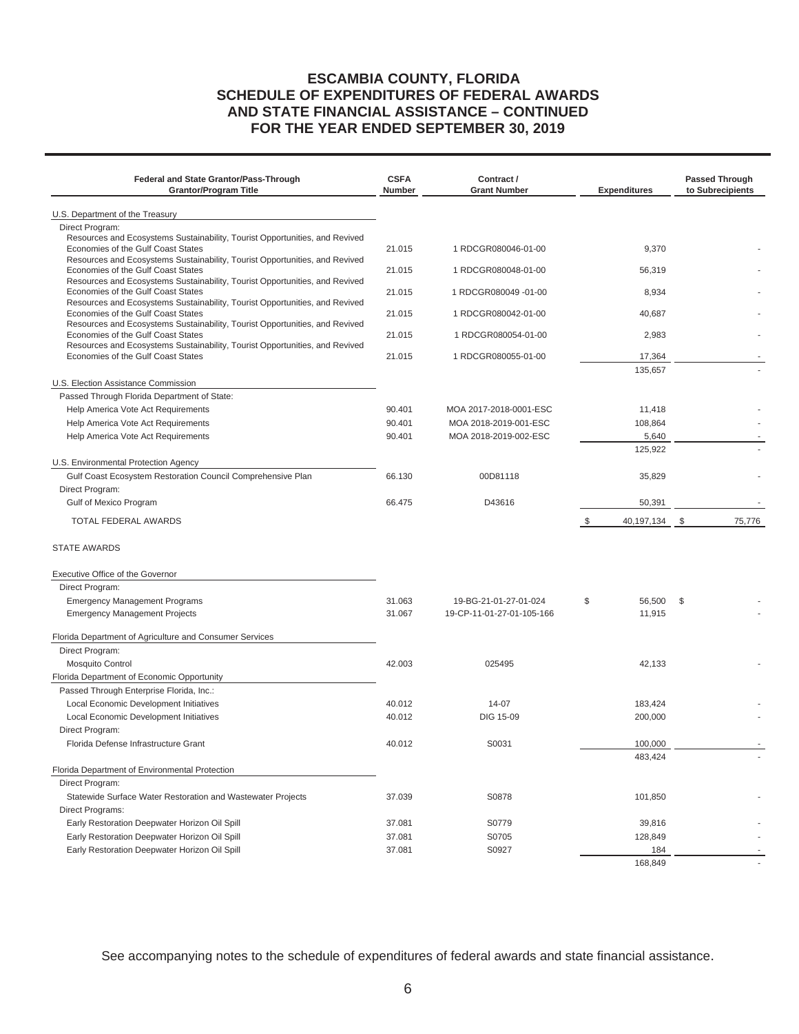# ESCAMBIA COUNTY, FLORIDA
# SCHEDULE OF EXPENDITURES OF FEDERAL AWARDS AND STATE FINANCIAL ASSISTANCE – CONTINUED
# FOR THE YEAR ENDED SEPTEMBER 30, 2019

| Federal and State Grantor/Pass-Through Grantor/Program Title | CSFA Number | Contract / Grant Number | Expenditures | Passed Through to Subrecipients |
|---|---|---|---|---|
| U.S. Department of the Treasury | | | | |
| Direct Program: | | | | |
| Resources and Ecosystems Sustainability, Tourist Opportunities, and Revived Economies of the Gulf Coast States | 21.015 | 1 RDCGR080046-01-00 | 9,370 | - |
| Resources and Ecosystems Sustainability, Tourist Opportunities, and Revived Economies of the Gulf Coast States | 21.015 | 1 RDCGR080048-01-00 | 56,319 | - |
| Resources and Ecosystems Sustainability, Tourist Opportunities, and Revived Economies of the Gulf Coast States | 21.015 | 1 RDCGR080049 -01-00 | 8,934 | - |
| Resources and Ecosystems Sustainability, Tourist Opportunities, and Revived Economies of the Gulf Coast States | 21.015 | 1 RDCGR080042-01-00 | 40,687 | - |
| Resources and Ecosystems Sustainability, Tourist Opportunities, and Revived Economies of the Gulf Coast States | 21.015 | 1 RDCGR080054-01-00 | 2,983 | - |
| Resources and Ecosystems Sustainability, Tourist Opportunities, and Revived Economies of the Gulf Coast States | 21.015 | 1 RDCGR080055-01-00 | 17,364 | - |
| | | | 135,657 | - |
| U.S. Election Assistance Commission | | | | |
| Passed Through Florida Department of State: | | | | |
| Help America Vote Act Requirements | 90.401 | MOA 2017-2018-0001-ESC | 11,418 | - |
| Help America Vote Act Requirements | 90.401 | MOA 2018-2019-001-ESC | 108,864 | - |
| Help America Vote Act Requirements | 90.401 | MOA 2018-2019-002-ESC | 5,640 | - |
| | | | 125,922 | - |
| U.S. Environmental Protection Agency | | | | |
| Gulf Coast Ecosystem Restoration Council Comprehensive Plan | 66.130 | 00D81118 | 35,829 | - |
| Direct Program: | | | | |
| Gulf of Mexico Program | 66.475 | D43616 | 50,391 | - |
| TOTAL FEDERAL AWARDS | | | $ 40,197,134 | $ 75,776 |
| STATE AWARDS | | | | |
| Executive Office of the Governor | | | | |
| Direct Program: | | | | |
| Emergency Management Programs | 31.063 | 19-BG-21-01-27-01-024 | $ 56,500 | $ - |
| Emergency Management Projects | 31.067 | 19-CP-11-01-27-01-105-166 | 11,915 | - |
| Florida Department of Agriculture and Consumer Services | | | | |
| Direct Program: | | | | |
| Mosquito Control | 42.003 | 025495 | 42,133 | - |
| Florida Department of Economic Opportunity | | | | |
| Passed Through Enterprise Florida, Inc.: | | | | |
| Local Economic Development Initiatives | 40.012 | 14-07 | 183,424 | - |
| Local Economic Development Initiatives | 40.012 | DIG 15-09 | 200,000 | - |
| Direct Program: | | | | |
| Florida Defense Infrastructure Grant | 40.012 | S0031 | 100,000 | - |
| | | | 483,424 | - |
| Florida Department of Environmental Protection | | | | |
| Direct Program: | | | | |
| Statewide Surface Water Restoration and Wastewater Projects | 37.039 | S0878 | 101,850 | - |
| Direct Programs: | | | | |
| Early Restoration Deepwater Horizon Oil Spill | 37.081 | S0779 | 39,816 | - |
| Early Restoration Deepwater Horizon Oil Spill | 37.081 | S0705 | 128,849 | - |
| Early Restoration Deepwater Horizon Oil Spill | 37.081 | S0927 | 184 | - |
| | | | 168,849 | - |

See accompanying notes to the schedule of expenditures of federal awards and state financial assistance.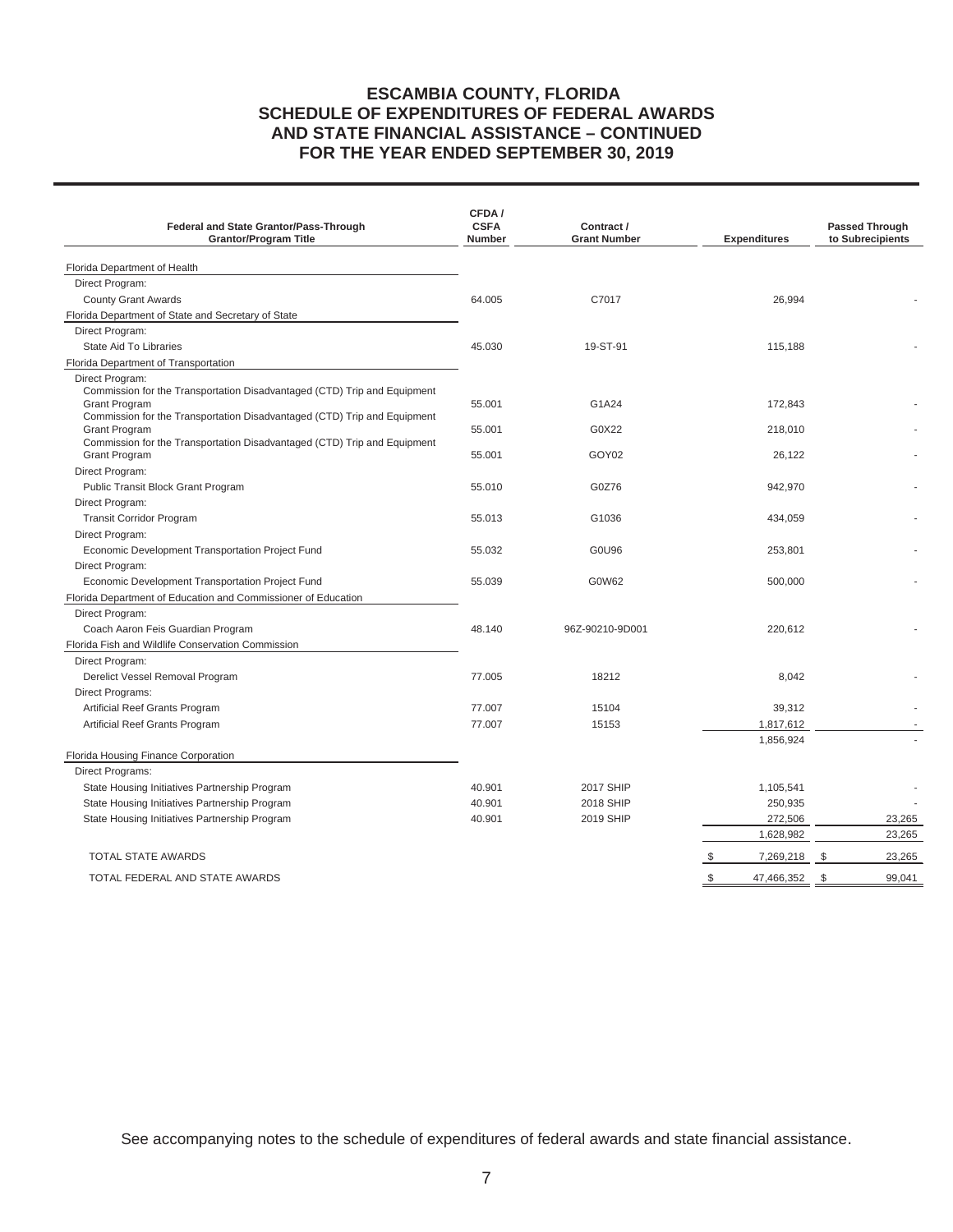# ESCAMBIA COUNTY, FLORIDA
# SCHEDULE OF EXPENDITURES OF FEDERAL AWARDS AND STATE FINANCIAL ASSISTANCE – CONTINUED
# FOR THE YEAR ENDED SEPTEMBER 30, 2019

| Federal and State Grantor/Pass-Through Grantor/Program Title | CFDA / CSFA Number | Contract / Grant Number | Expenditures | Passed Through to Subrecipients |
|---|---|---|---|---|
| Florida Department of Health | | | | |
| Direct Program: | | | | |
| County Grant Awards | 64.005 | C7017 | 26,994 | - |
| Florida Department of State and Secretary of State | | | | |
| Direct Program: | | | | |
| State Aid To Libraries | 45.030 | 19-ST-91 | 115,188 | - |
| Florida Department of Transportation | | | | |
| Direct Program: | | | | |
| Commission for the Transportation Disadvantaged (CTD) Trip and Equipment Grant Program | 55.001 | G1A24 | 172,843 | - |
| Commission for the Transportation Disadvantaged (CTD) Trip and Equipment Grant Program | 55.001 | G0X22 | 218,010 | - |
| Commission for the Transportation Disadvantaged (CTD) Trip and Equipment Grant Program | 55.001 | GOY02 | 26,122 | - |
| Direct Program: | | | | |
| Public Transit Block Grant Program | 55.010 | G0Z76 | 942,970 | - |
| Direct Program: | | | | |
| Transit Corridor Program | 55.013 | G1036 | 434,059 | - |
| Direct Program: | | | | |
| Economic Development Transportation Project Fund | 55.032 | G0U96 | 253,801 | - |
| Direct Program: | | | | |
| Economic Development Transportation Project Fund | 55.039 | G0W62 | 500,000 | - |
| Florida Department of Education and Commissioner of Education | | | | |
| Direct Program: | | | | |
| Coach Aaron Feis Guardian Program | 48.140 | 96Z-90210-9D001 | 220,612 | - |
| Florida Fish and Wildlife Conservation Commission | | | | |
| Direct Program: | | | | |
| Derelict Vessel Removal Program | 77.005 | 18212 | 8,042 | - |
| Direct Programs: | | | | |
| Artificial Reef Grants Program | 77.007 | 15104 | 39,312 | - |
| Artificial Reef Grants Program | 77.007 | 15153 | 1,817,612 | - |
| | | | 1,856,924 | - |
| Florida Housing Finance Corporation | | | | |
| Direct Programs: | | | | |
| State Housing Initiatives Partnership Program | 40.901 | 2017 SHIP | 1,105,541 | - |
| State Housing Initiatives Partnership Program | 40.901 | 2018 SHIP | 250,935 | - |
| State Housing Initiatives Partnership Program | 40.901 | 2019 SHIP | 272,506 | 23,265 |
| | | | 1,628,982 | 23,265 |
| TOTAL STATE AWARDS | | | $ 7,269,218 | $ 23,265 |
| TOTAL FEDERAL AND STATE AWARDS | | | $ 47,466,352 | $ 99,041 |

See accompanying notes to the schedule of expenditures of federal awards and state financial assistance.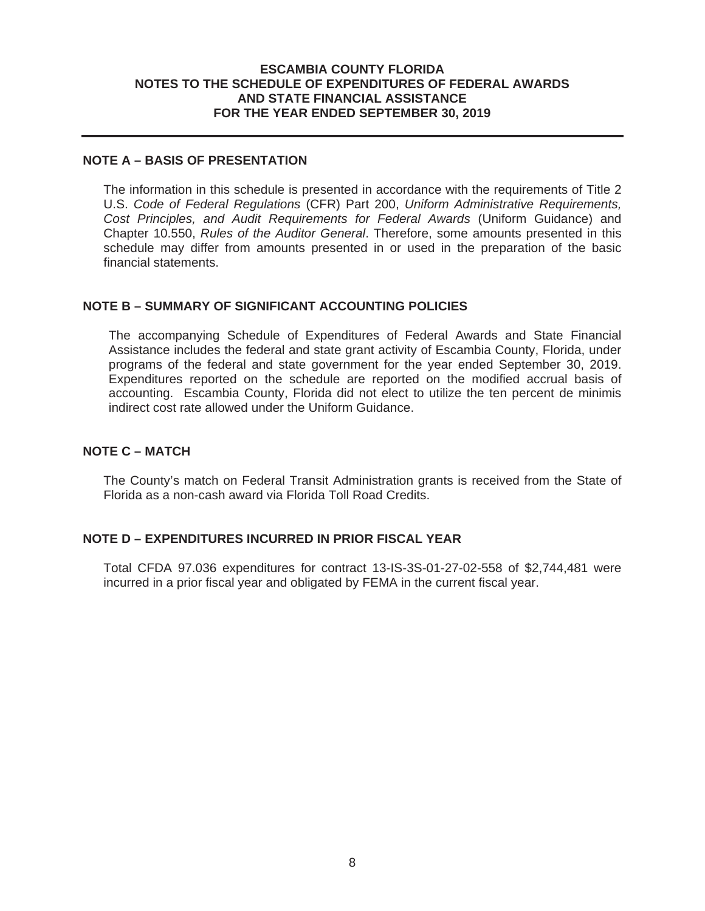# ESCAMBIA COUNTY FLORIDA
## NOTES TO THE SCHEDULE OF EXPENDITURES OF FEDERAL AWARDS AND STATE FINANCIAL ASSISTANCE
## FOR THE YEAR ENDED SEPTEMBER 30, 2019

### NOTE A – BASIS OF PRESENTATION

The information in this schedule is presented in accordance with the requirements of Title 2 U.S. *Code of Federal Regulations* (CFR) Part 200, *Uniform Administrative Requirements, Cost Principles, and Audit Requirements for Federal Awards* (Uniform Guidance) and Chapter 10.550, *Rules of the Auditor General*. Therefore, some amounts presented in this schedule may differ from amounts presented in or used in the preparation of the basic financial statements.

### NOTE B – SUMMARY OF SIGNIFICANT ACCOUNTING POLICIES

The accompanying Schedule of Expenditures of Federal Awards and State Financial Assistance includes the federal and state grant activity of Escambia County, Florida, under programs of the federal and state government for the year ended September 30, 2019. Expenditures reported on the schedule are reported on the modified accrual basis of accounting. Escambia County, Florida did not elect to utilize the ten percent de minimis indirect cost rate allowed under the Uniform Guidance.

### NOTE C – MATCH

The County's match on Federal Transit Administration grants is received from the State of Florida as a non-cash award via Florida Toll Road Credits.

### NOTE D – EXPENDITURES INCURRED IN PRIOR FISCAL YEAR

Total CFDA 97.036 expenditures for contract 13-IS-3S-01-27-02-558 of $2,744,481 were incurred in a prior fiscal year and obligated by FEMA in the current fiscal year.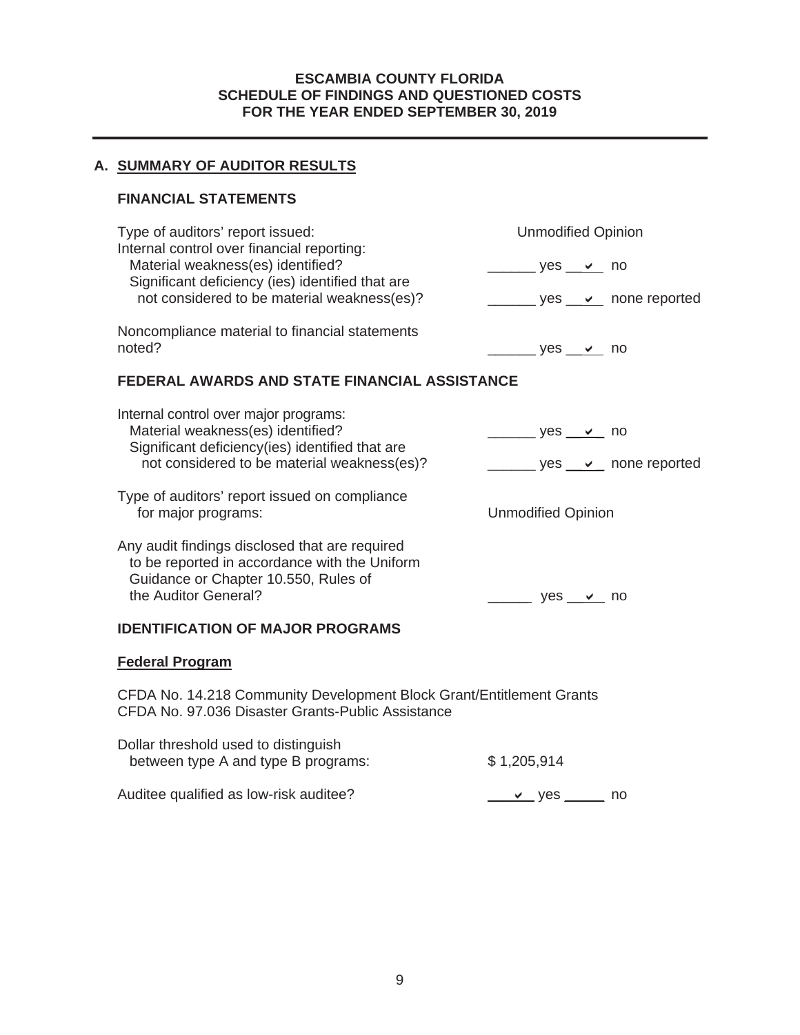**ESCAMBIA COUNTY FLORIDA**
**SCHEDULE OF FINDINGS AND QUESTIONED COSTS**
**FOR THE YEAR ENDED SEPTEMBER 30, 2019**

## A. SUMMARY OF AUDITOR RESULTS

### FINANCIAL STATEMENTS

| | |
|---|---|
| Type of auditors' report issued: | Unmodified Opinion |
| Internal control over financial reporting: | |
| Material weakness(es) identified? | ______ yes ✔ no |
| Significant deficiency (ies) identified that are not considered to be material weakness(es)? | ______ yes ✔ none reported |
| Noncompliance material to financial statements noted? | ______ yes ✔ no |

### FEDERAL AWARDS AND STATE FINANCIAL ASSISTANCE

| | |
|---|---|
| Internal control over major programs: | |
| Material weakness(es) identified? | ______ yes ✔ no |
| Significant deficiency(ies) identified that are not considered to be material weakness(es)? | ______ yes ✔ none reported |
| Type of auditors' report issued on compliance for major programs: | Unmodified Opinion |
| Any audit findings disclosed that are required to be reported in accordance with the Uniform Guidance or Chapter 10.550, Rules of the Auditor General? | ______ yes ✔ no |

### IDENTIFICATION OF MAJOR PROGRAMS

**Federal Program**

CFDA No. 14.218 Community Development Block Grant/Entitlement Grants
CFDA No. 97.036 Disaster Grants-Public Assistance

| | |
|---|---|
| Dollar threshold used to distinguish between type A and type B programs: | $ 1,205,914 |
| Auditee qualified as low-risk auditee? | ✔ yes ______ no |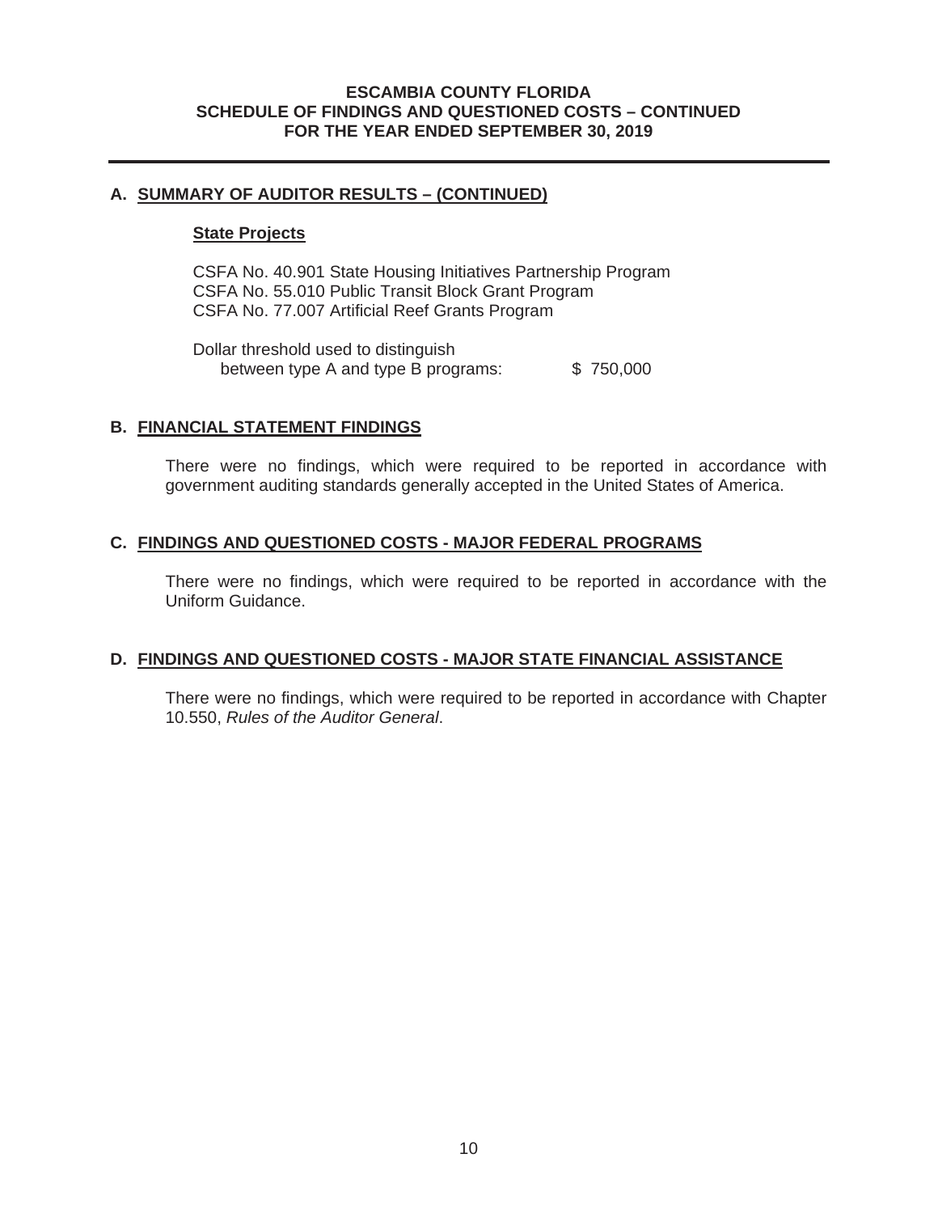**ESCAMBIA COUNTY FLORIDA**
**SCHEDULE OF FINDINGS AND QUESTIONED COSTS – CONTINUED**
**FOR THE YEAR ENDED SEPTEMBER 30, 2019**

## A. SUMMARY OF AUDITOR RESULTS – (CONTINUED)

### State Projects

CSFA No. 40.901 State Housing Initiatives Partnership Program
CSFA No. 55.010 Public Transit Block Grant Program
CSFA No. 77.007 Artificial Reef Grants Program

Dollar threshold used to distinguish between type A and type B programs: $ 750,000

## B. FINANCIAL STATEMENT FINDINGS

There were no findings, which were required to be reported in accordance with government auditing standards generally accepted in the United States of America.

## C. FINDINGS AND QUESTIONED COSTS - MAJOR FEDERAL PROGRAMS

There were no findings, which were required to be reported in accordance with the Uniform Guidance.

## D. FINDINGS AND QUESTIONED COSTS - MAJOR STATE FINANCIAL ASSISTANCE

There were no findings, which were required to be reported in accordance with Chapter 10.550, *Rules of the Auditor General*.